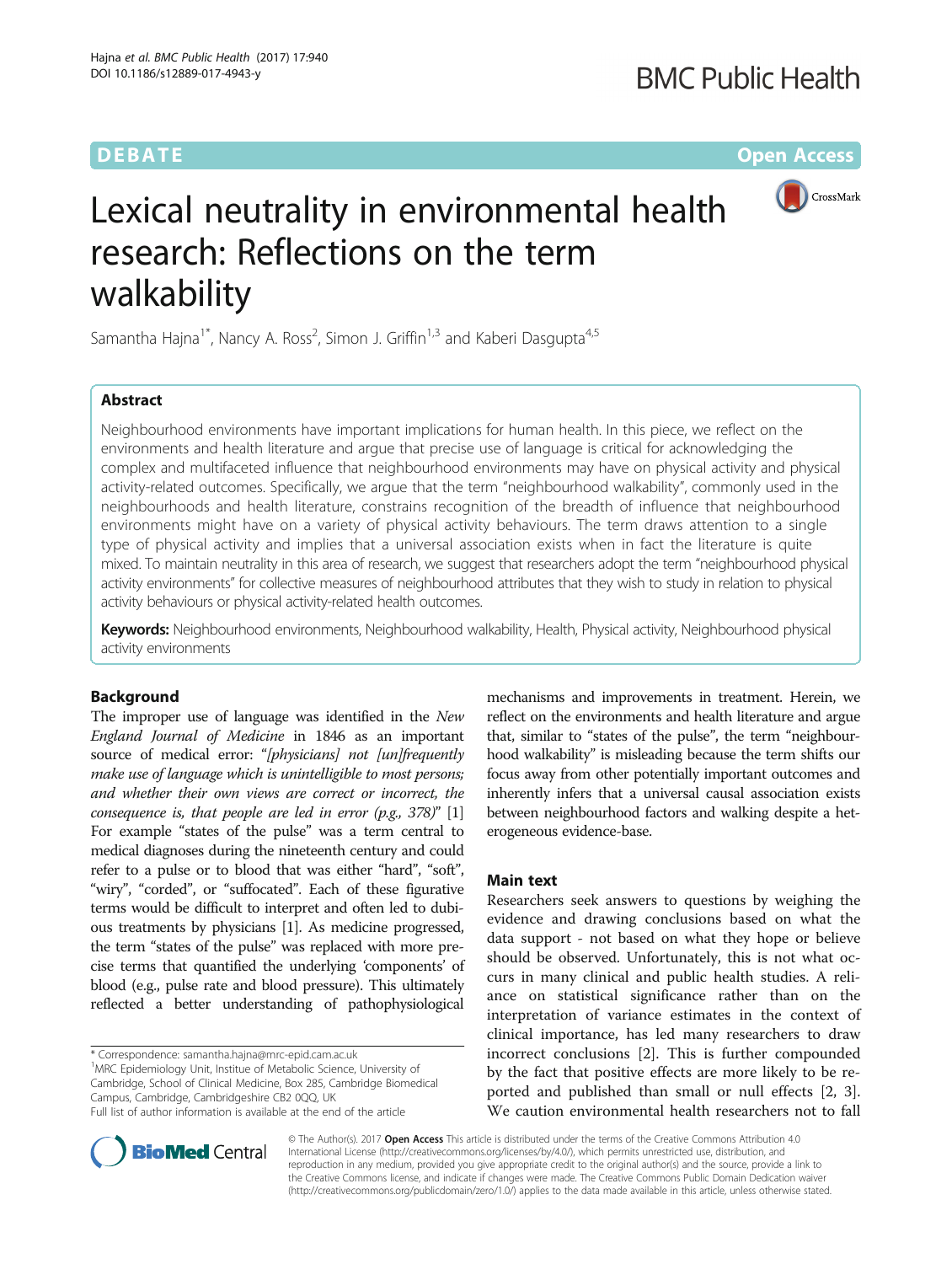DEBATE

Open Access

# Lexical neutrality in environmental health research: Reflections on the term walkability

Samantha Hajna[1*], Nancy A. Ross[2], Simon J. Griffin[1,3] and Kaberi Dasgupta[4,5]

## Abstract

Neighbourhood environments have important implications for human health. In this piece, we reflect on the environments and health literature and argue that precise use of language is critical for acknowledging the complex and multifaceted influence that neighbourhood environments may have on physical activity and physical activity-related outcomes. Specifically, we argue that the term "neighbourhood walkability", commonly used in the neighbourhoods and health literature, constrains recognition of the breadth of influence that neighbourhood environments might have on a variety of physical activity behaviours. The term draws attention to a single type of physical activity and implies that a universal association exists when in fact the literature is quite mixed. To maintain neutrality in this area of research, we suggest that researchers adopt the term "neighbourhood physical activity environments" for collective measures of neighbourhood attributes that they wish to study in relation to physical activity behaviours or physical activity-related health outcomes.

**Keywords:** Neighbourhood environments, Neighbourhood walkability, Health, Physical activity, Neighbourhood physical activity environments

## Background

The improper use of language was identified in the *New England Journal of Medicine* in 1846 as an important source of medical error: "*[physicians] not [un]frequently make use of language which is unintelligible to most persons; and whether their own views are correct or incorrect, the consequence is, that people are led in error (p.g., 378)*" [1] For example "states of the pulse" was a term central to medical diagnoses during the nineteenth century and could refer to a pulse or to blood that was either "hard", "soft", "wiry", "corded", or "suffocated". Each of these figurative terms would be difficult to interpret and often led to dubious treatments by physicians [1]. As medicine progressed, the term "states of the pulse" was replaced with more precise terms that quantified the underlying 'components' of blood (e.g., pulse rate and blood pressure). This ultimately reflected a better understanding of pathophysiological mechanisms and improvements in treatment. Herein, we reflect on the environments and health literature and argue that, similar to "states of the pulse", the term "neighbourhood walkability" is misleading because the term shifts our focus away from other potentially important outcomes and inherently infers that a universal causal association exists between neighbourhood factors and walking despite a heterogeneous evidence-base.

## Main text

Researchers seek answers to questions by weighing the evidence and drawing conclusions based on what the data support - not based on what they hope or believe should be observed. Unfortunately, this is not what occurs in many clinical and public health studies. A reliance on statistical significance rather than on the interpretation of variance estimates in the context of clinical importance, has led many researchers to draw incorrect conclusions [2]. This is further compounded by the fact that positive effects are more likely to be reported and published than small or null effects [2, 3]. We caution environmental health researchers not to fall

\* Correspondence: samantha.hajna@mrc-epid.cam.ac.uk
[1]MRC Epidemiology Unit, Institue of Metabolic Science, University of Cambridge, School of Clinical Medicine, Box 285, Cambridge Biomedical Campus, Cambridge, Cambridgeshire CB2 0QQ, UK
Full list of author information is available at the end of the article

© The Author(s). 2017 **Open Access** This article is distributed under the terms of the Creative Commons Attribution 4.0 International License (http://creativecommons.org/licenses/by/4.0/), which permits unrestricted use, distribution, and reproduction in any medium, provided you give appropriate credit to the original author(s) and the source, provide a link to the Creative Commons license, and indicate if changes were made. The Creative Commons Public Domain Dedication waiver (http://creativecommons.org/publicdomain/zero/1.0/) applies to the data made available in this article, unless otherwise stated.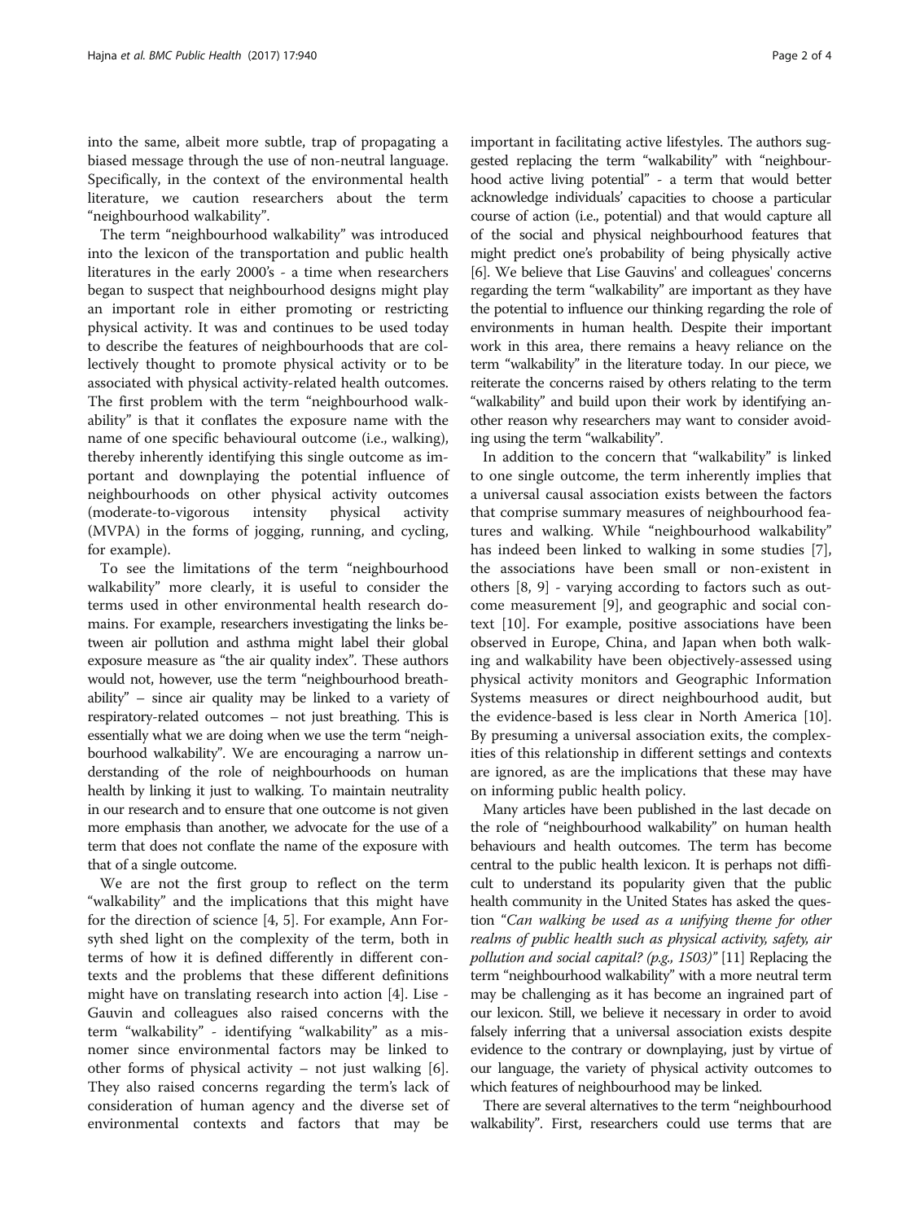into the same, albeit more subtle, trap of propagating a biased message through the use of non-neutral language. Specifically, in the context of the environmental health literature, we caution researchers about the term "neighbourhood walkability".

The term "neighbourhood walkability" was introduced into the lexicon of the transportation and public health literatures in the early 2000's - a time when researchers began to suspect that neighbourhood designs might play an important role in either promoting or restricting physical activity. It was and continues to be used today to describe the features of neighbourhoods that are collectively thought to promote physical activity or to be associated with physical activity-related health outcomes. The first problem with the term "neighbourhood walkability" is that it conflates the exposure name with the name of one specific behavioural outcome (i.e., walking), thereby inherently identifying this single outcome as important and downplaying the potential influence of neighbourhoods on other physical activity outcomes (moderate-to-vigorous intensity physical activity (MVPA) in the forms of jogging, running, and cycling, for example).

To see the limitations of the term "neighbourhood walkability" more clearly, it is useful to consider the terms used in other environmental health research domains. For example, researchers investigating the links between air pollution and asthma might label their global exposure measure as "the air quality index". These authors would not, however, use the term "neighbourhood breathability" – since air quality may be linked to a variety of respiratory-related outcomes – not just breathing. This is essentially what we are doing when we use the term "neighbourhood walkability". We are encouraging a narrow understanding of the role of neighbourhoods on human health by linking it just to walking. To maintain neutrality in our research and to ensure that one outcome is not given more emphasis than another, we advocate for the use of a term that does not conflate the name of the exposure with that of a single outcome.

We are not the first group to reflect on the term "walkability" and the implications that this might have for the direction of science [4, 5]. For example, Ann Forsyth shed light on the complexity of the term, both in terms of how it is defined differently in different contexts and the problems that these different definitions might have on translating research into action [4]. Lise Gauvin and colleagues also raised concerns with the term "walkability" - identifying "walkability" as a misnomer since environmental factors may be linked to other forms of physical activity – not just walking [6]. They also raised concerns regarding the term's lack of consideration of human agency and the diverse set of environmental contexts and factors that may be important in facilitating active lifestyles. The authors suggested replacing the term "walkability" with "neighbourhood active living potential" - a term that would better acknowledge individuals' capacities to choose a particular course of action (i.e., potential) and that would capture all of the social and physical neighbourhood features that might predict one's probability of being physically active [6]. We believe that Lise Gauvins' and colleagues' concerns regarding the term "walkability" are important as they have the potential to influence our thinking regarding the role of environments in human health. Despite their important work in this area, there remains a heavy reliance on the term "walkability" in the literature today. In our piece, we reiterate the concerns raised by others relating to the term "walkability" and build upon their work by identifying another reason why researchers may want to consider avoiding using the term "walkability".

In addition to the concern that "walkability" is linked to one single outcome, the term inherently implies that a universal causal association exists between the factors that comprise summary measures of neighbourhood features and walking. While "neighbourhood walkability" has indeed been linked to walking in some studies [7], the associations have been small or non-existent in others [8, 9] - varying according to factors such as outcome measurement [9], and geographic and social context [10]. For example, positive associations have been observed in Europe, China, and Japan when both walking and walkability have been objectively-assessed using physical activity monitors and Geographic Information Systems measures or direct neighbourhood audit, but the evidence-based is less clear in North America [10]. By presuming a universal association exits, the complexities of this relationship in different settings and contexts are ignored, as are the implications that these may have on informing public health policy.

Many articles have been published in the last decade on the role of "neighbourhood walkability" on human health behaviours and health outcomes. The term has become central to the public health lexicon. It is perhaps not difficult to understand its popularity given that the public health community in the United States has asked the question "*Can walking be used as a unifying theme for other realms of public health such as physical activity, safety, air pollution and social capital? (p.g., 1503)*" [11] Replacing the term "neighbourhood walkability" with a more neutral term may be challenging as it has become an ingrained part of our lexicon. Still, we believe it necessary in order to avoid falsely inferring that a universal association exists despite evidence to the contrary or downplaying, just by virtue of our language, the variety of physical activity outcomes to which features of neighbourhood may be linked.

There are several alternatives to the term "neighbourhood walkability". First, researchers could use terms that are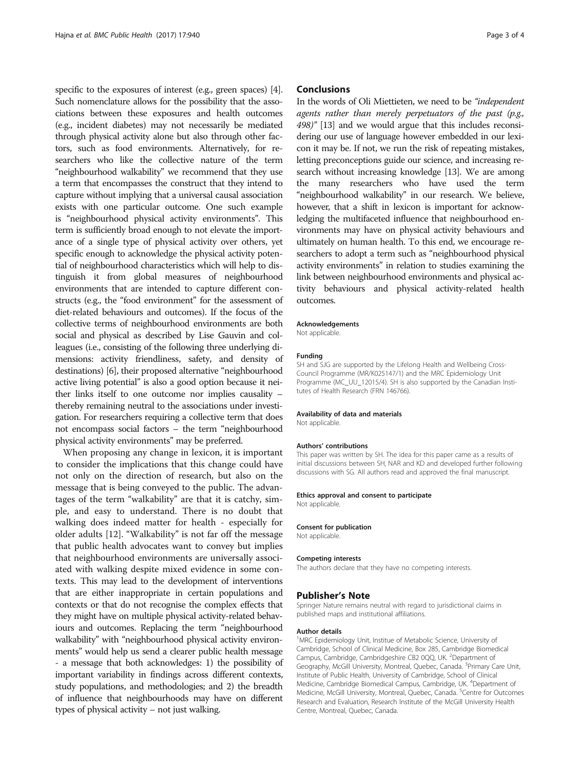specific to the exposures of interest (e.g., green spaces) [4]. Such nomenclature allows for the possibility that the associations between these exposures and health outcomes (e.g., incident diabetes) may not necessarily be mediated through physical activity alone but also through other factors, such as food environments. Alternatively, for researchers who like the collective nature of the term "neighbourhood walkability" we recommend that they use a term that encompasses the construct that they intend to capture without implying that a universal causal association exists with one particular outcome. One such example is "neighbourhood physical activity environments". This term is sufficiently broad enough to not elevate the importance of a single type of physical activity over others, yet specific enough to acknowledge the physical activity potential of neighbourhood characteristics which will help to distinguish it from global measures of neighbourhood environments that are intended to capture different constructs (e.g., the "food environment" for the assessment of diet-related behaviours and outcomes). If the focus of the collective terms of neighbourhood environments are both social and physical as described by Lise Gauvin and colleagues (i.e., consisting of the following three underlying dimensions: activity friendliness, safety, and density of destinations) [6], their proposed alternative "neighbourhood active living potential" is also a good option because it neither links itself to one outcome nor implies causality – thereby remaining neutral to the associations under investigation. For researchers requiring a collective term that does not encompass social factors – the term "neighbourhood physical activity environments" may be preferred.

When proposing any change in lexicon, it is important to consider the implications that this change could have not only on the direction of research, but also on the message that is being conveyed to the public. The advantages of the term "walkability" are that it is catchy, simple, and easy to understand. There is no doubt that walking does indeed matter for health - especially for older adults [12]. "Walkability" is not far off the message that public health advocates want to convey but implies that neighbourhood environments are universally associated with walking despite mixed evidence in some contexts. This may lead to the development of interventions that are either inappropriate in certain populations and contexts or that do not recognise the complex effects that they might have on multiple physical activity-related behaviours and outcomes. Replacing the term "neighbourhood walkability" with "neighbourhood physical activity environments" would help us send a clearer public health message - a message that both acknowledges: 1) the possibility of important variability in findings across different contexts, study populations, and methodologies; and 2) the breadth of influence that neighbourhoods may have on different types of physical activity – not just walking.

## Conclusions

In the words of Oli Miettieten, we need to be *"independent agents rather than merely perpetuators of the past (p.g., 498)"* [13] and we would argue that this includes reconsidering our use of language however embedded in our lexicon it may be. If not, we run the risk of repeating mistakes, letting preconceptions guide our science, and increasing research without increasing knowledge [13]. We are among the many researchers who have used the term "neighbourhood walkability" in our research. We believe, however, that a shift in lexicon is important for acknowledging the multifaceted influence that neighbourhood environments may have on physical activity behaviours and ultimately on human health. To this end, we encourage researchers to adopt a term such as "neighbourhood physical activity environments" in relation to studies examining the link between neighbourhood environments and physical activity behaviours and physical activity-related health outcomes.

#### Acknowledgements

Not applicable.

#### Funding

SH and SJG are supported by the Lifelong Health and Wellbeing Cross-Council Programme (MR/K025147/1) and the MRC Epidemiology Unit Programme (MC_UU_12015/4). SH is also supported by the Canadian Institutes of Health Research (FRN 146766).

#### Availability of data and materials

Not applicable.

#### Authors' contributions

This paper was written by SH. The idea for this paper came as a results of initial discussions between SH, NAR and KD and developed further following discussions with SG. All authors read and approved the final manuscript.

#### Ethics approval and consent to participate

Not applicable.

#### Consent for publication

Not applicable.

#### Competing interests

The authors declare that they have no competing interests.

## Publisher's Note

Springer Nature remains neutral with regard to jurisdictional claims in published maps and institutional affiliations.

#### Author details

[1]MRC Epidemiology Unit, Institue of Metabolic Science, University of Cambridge, School of Clinical Medicine, Box 285, Cambridge Biomedical Campus, Cambridge, Cambridgeshire CB2 0QQ, UK. [2]Department of Geography, McGill University, Montreal, Quebec, Canada. [3]Primary Care Unit, Institute of Public Health, University of Cambridge, School of Clinical Medicine, Cambridge Biomedical Campus, Cambridge, UK. [4]Department of Medicine, McGill University, Montreal, Quebec, Canada. [5]Centre for Outcomes Research and Evaluation, Research Institute of the McGill University Health Centre, Montreal, Quebec, Canada.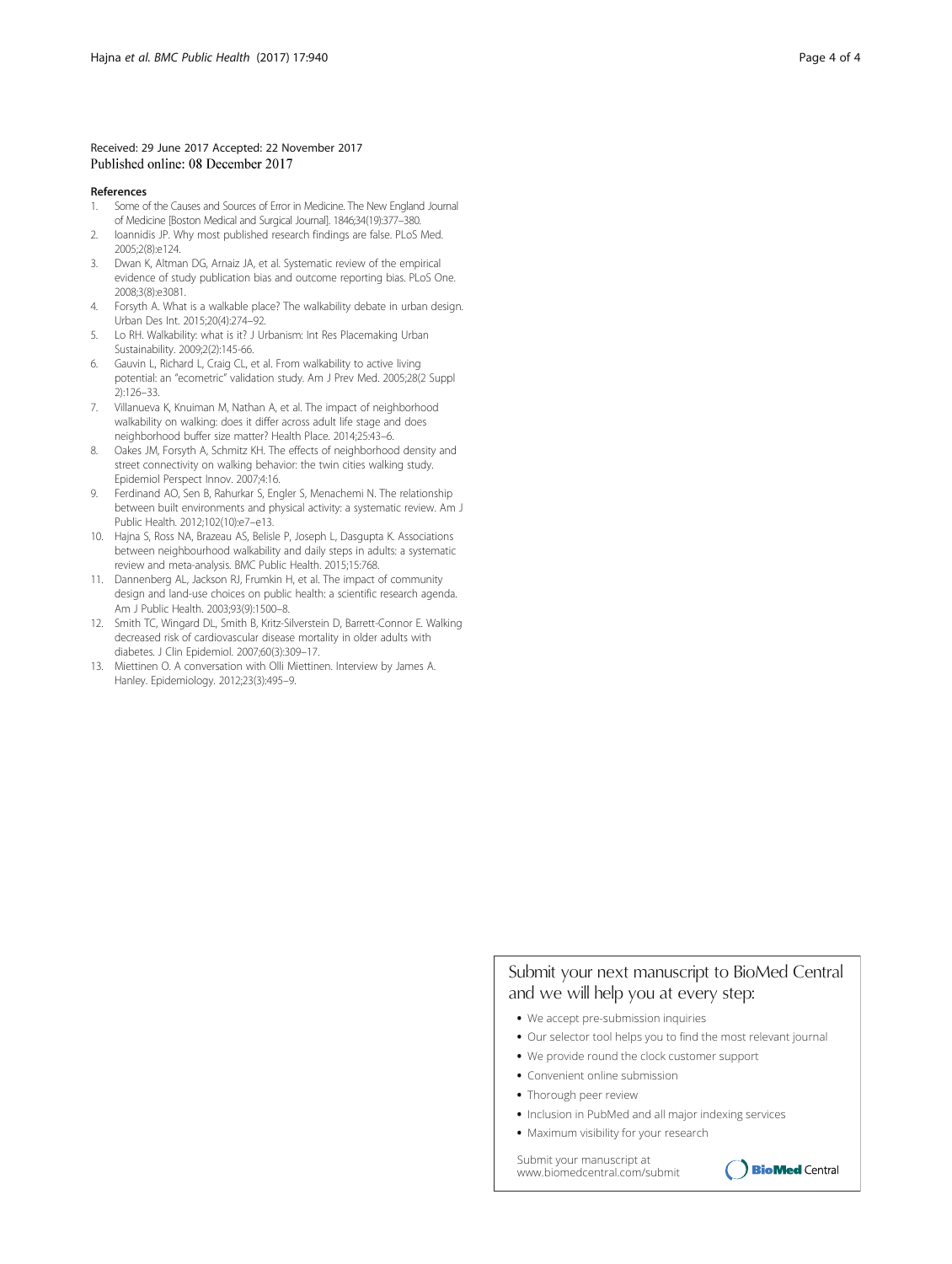Received: 29 June 2017 Accepted: 22 November 2017
Published online: 08 December 2017

## References

1. Some of the Causes and Sources of Error in Medicine. The New England Journal of Medicine [Boston Medical and Surgical Journal]. 1846;34(19):377–380.
2. Ioannidis JP. Why most published research findings are false. PLoS Med. 2005;2(8):e124.
3. Dwan K, Altman DG, Arnaiz JA, et al. Systematic review of the empirical evidence of study publication bias and outcome reporting bias. PLoS One. 2008;3(8):e3081.
4. Forsyth A. What is a walkable place? The walkability debate in urban design. Urban Des Int. 2015;20(4):274–92.
5. Lo RH. Walkability: what is it? J Urbanism: Int Res Placemaking Urban Sustainability. 2009;2(2):145-66.
6. Gauvin L, Richard L, Craig CL, et al. From walkability to active living potential: an "ecometric" validation study. Am J Prev Med. 2005;28(2 Suppl 2):126–33.
7. Villanueva K, Knuiman M, Nathan A, et al. The impact of neighborhood walkability on walking: does it differ across adult life stage and does neighborhood buffer size matter? Health Place. 2014;25:43–6.
8. Oakes JM, Forsyth A, Schmitz KH. The effects of neighborhood density and street connectivity on walking behavior: the twin cities walking study. Epidemiol Perspect Innov. 2007;4:16.
9. Ferdinand AO, Sen B, Rahurkar S, Engler S, Menachemi N. The relationship between built environments and physical activity: a systematic review. Am J Public Health. 2012;102(10):e7–e13.
10. Hajna S, Ross NA, Brazeau AS, Belisle P, Joseph L, Dasgupta K. Associations between neighbourhood walkability and daily steps in adults: a systematic review and meta-analysis. BMC Public Health. 2015;15:768.
11. Dannenberg AL, Jackson RJ, Frumkin H, et al. The impact of community design and land-use choices on public health: a scientific research agenda. Am J Public Health. 2003;93(9):1500–8.
12. Smith TC, Wingard DL, Smith B, Kritz-Silverstein D, Barrett-Connor E. Walking decreased risk of cardiovascular disease mortality in older adults with diabetes. J Clin Epidemiol. 2007;60(3):309–17.
13. Miettinen O. A conversation with Olli Miettinen. Interview by James A. Hanley. Epidemiology. 2012;23(3):495–9.

Submit your next manuscript to BioMed Central and we will help you at every step:

- We accept pre-submission inquiries
- Our selector tool helps you to find the most relevant journal
- We provide round the clock customer support
- Convenient online submission
- Thorough peer review
- Inclusion in PubMed and all major indexing services
- Maximum visibility for your research

Submit your manuscript at
www.biomedcentral.com/submit

BioMed Central